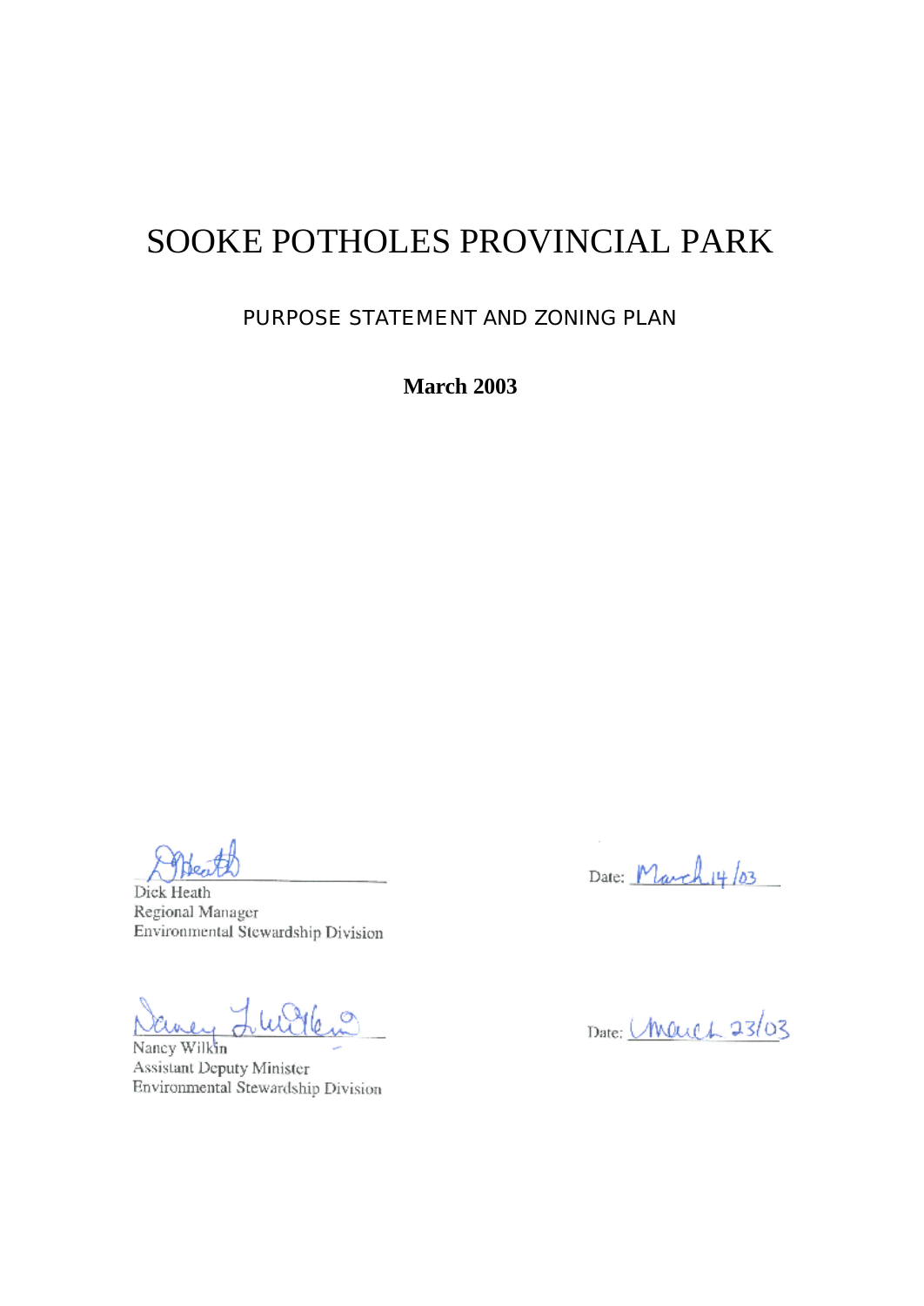# SOOKE POTHOLES PROVINCIAL PARK

## PURPOSE STATEMENT AND ZONING PLAN

**March 2003**

Dick Heath
Regional Manager
Environmental Stewardship Division

Date: March 14/03

Nancy Wilkin
Assistant Deputy Minister
Environmental Stewardship Division

Date: March 23/03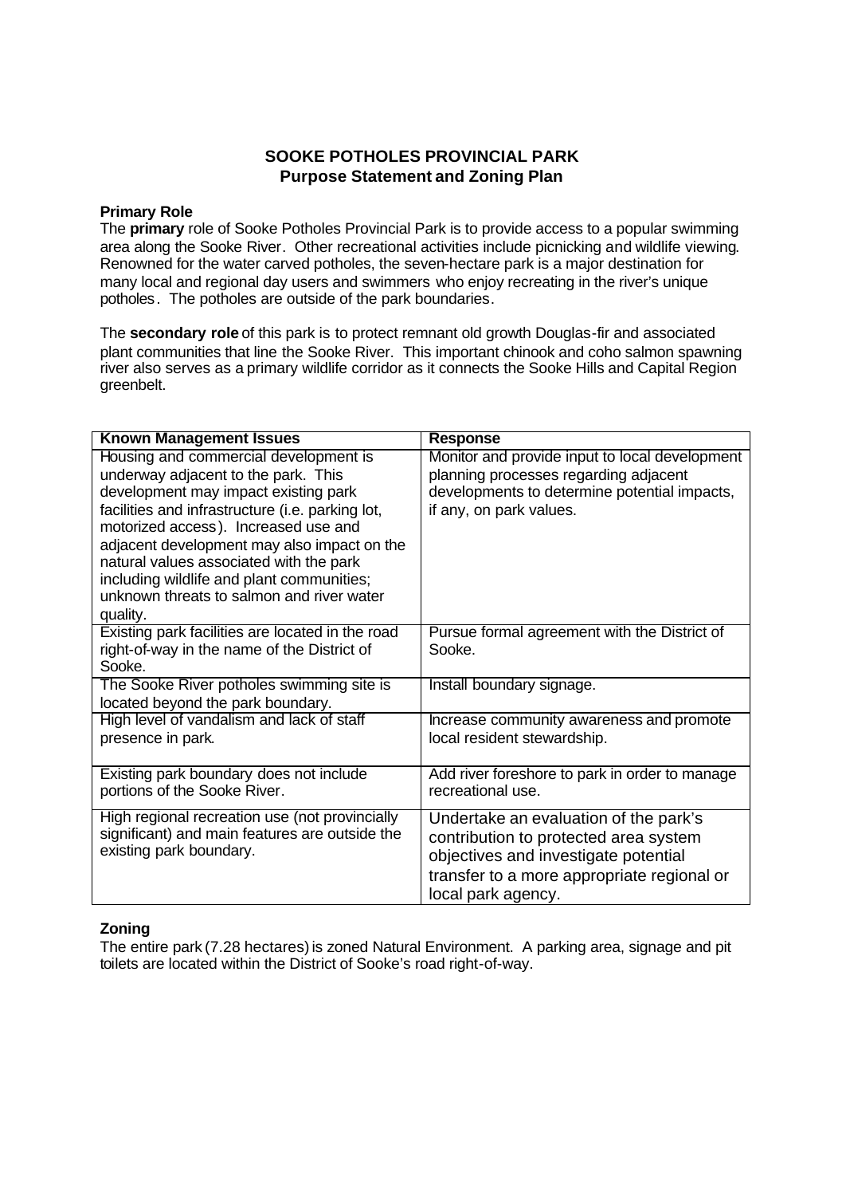# SOOKE POTHOLES PROVINCIAL PARK
## Purpose Statement and Zoning Plan

### Primary Role

The **primary** role of Sooke Potholes Provincial Park is to provide access to a popular swimming area along the Sooke River. Other recreational activities include picnicking and wildlife viewing. Renowned for the water carved potholes, the seven-hectare park is a major destination for many local and regional day users and swimmers who enjoy recreating in the river's unique potholes. The potholes are outside of the park boundaries.

The **secondary role** of this park is to protect remnant old growth Douglas-fir and associated plant communities that line the Sooke River. This important chinook and coho salmon spawning river also serves as a primary wildlife corridor as it connects the Sooke Hills and Capital Region greenbelt.

| Known Management Issues | Response |
|---|---|
| Housing and commercial development is underway adjacent to the park. This development may impact existing park facilities and infrastructure (i.e. parking lot, motorized access). Increased use and adjacent development may also impact on the natural values associated with the park including wildlife and plant communities; unknown threats to salmon and river water quality. | Monitor and provide input to local development planning processes regarding adjacent developments to determine potential impacts, if any, on park values. |
| Existing park facilities are located in the road right-of-way in the name of the District of Sooke. | Pursue formal agreement with the District of Sooke. |
| The Sooke River potholes swimming site is located beyond the park boundary. | Install boundary signage. |
| High level of vandalism and lack of staff presence in park. | Increase community awareness and promote local resident stewardship. |
| Existing park boundary does not include portions of the Sooke River. | Add river foreshore to park in order to manage recreational use. |
| High regional recreation use (not provincially significant) and main features are outside the existing park boundary. | Undertake an evaluation of the park's contribution to protected area system objectives and investigate potential transfer to a more appropriate regional or local park agency. |

### Zoning

The entire park (7.28 hectares) is zoned Natural Environment. A parking area, signage and pit toilets are located within the District of Sooke's road right-of-way.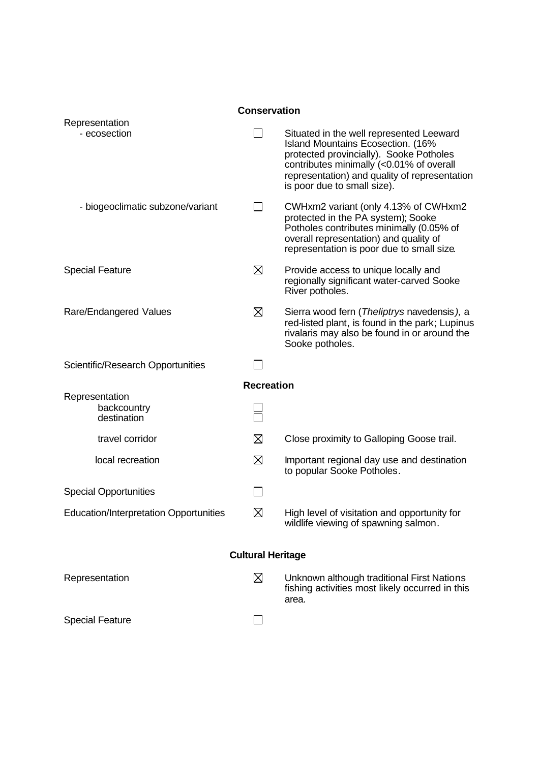## Conservation

| | | |
|---|---|---|
| Representation<br>- ecosection | ☐ | Situated in the well represented Leeward Island Mountains Ecosection. (16% protected provincially). Sooke Potholes contributes minimally (<0.01% of overall representation) and quality of representation is poor due to small size). |
| - biogeoclimatic subzone/variant | ☐ | CWHxm2 variant (only 4.13% of CWHxm2 protected in the PA system); Sooke Potholes contributes minimally (0.05% of overall representation) and quality of representation is poor due to small size. |
| Special Feature | ☒ | Provide access to unique locally and regionally significant water-carved Sooke River potholes. |
| Rare/Endangered Values | ☒ | Sierra wood fern (*Theliptrys* navedensis*)*, a red-listed plant, is found in the park; Lupinus rivalaris may also be found in or around the Sooke potholes. |
| Scientific/Research Opportunities | ☐ | |

## Recreation

| | | |
|---|---|---|
| Representation<br>backcountry<br>destination | ☐<br>☐ | |
| travel corridor | ☒ | Close proximity to Galloping Goose trail. |
| local recreation | ☒ | Important regional day use and destination to popular Sooke Potholes. |
| Special Opportunities | ☐ | |
| Education/Interpretation Opportunities | ☒ | High level of visitation and opportunity for wildlife viewing of spawning salmon. |

## Cultural Heritage

| | | |
|---|---|---|
| Representation | ☒ | Unknown although traditional First Nations fishing activities most likely occurred in this area. |
| Special Feature | ☐ | |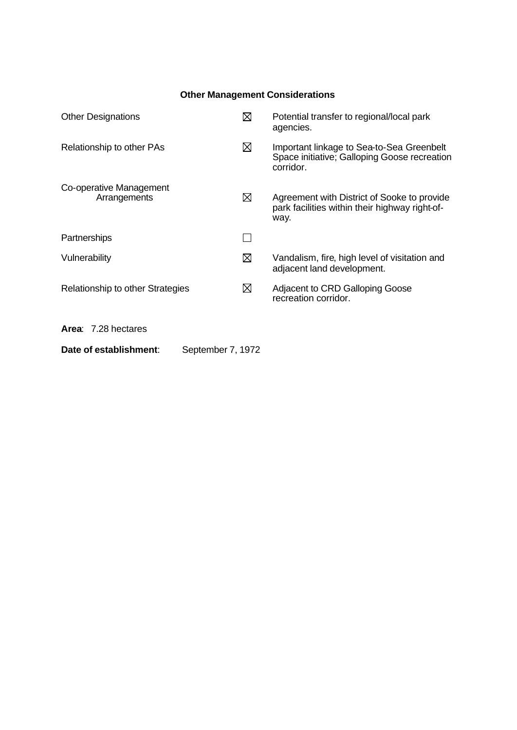### Other Management Considerations

| | | |
|---|---|---|
| Other Designations | ☒ | Potential transfer to regional/local park agencies. |
| Relationship to other PAs | ☒ | Important linkage to Sea-to-Sea Greenbelt Space initiative; Galloping Goose recreation corridor. |
| Co-operative Management Arrangements | ☒ | Agreement with District of Sooke to provide park facilities within their highway right-of-way. |
| Partnerships | ☐ | |
| Vulnerability | ☒ | Vandalism, fire, high level of visitation and adjacent land development. |
| Relationship to other Strategies | ☒ | Adjacent to CRD Galloping Goose recreation corridor. |

**Area**: 7.28 hectares

**Date of establishment**: September 7, 1972